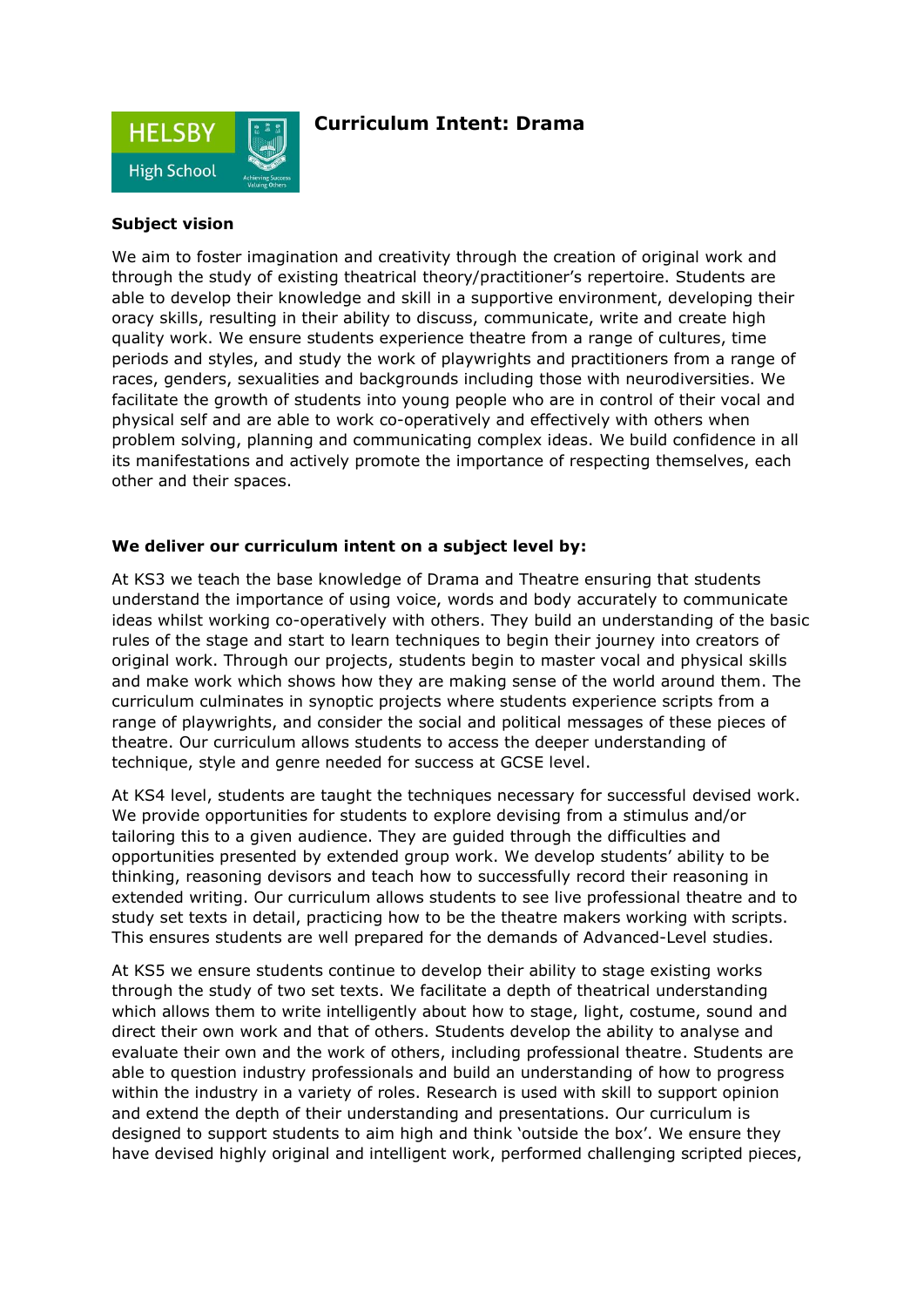# Curriculum Intent: Drama

### Subject vision

We aim to foster imagination and creativity through the creation of original work and through the study of existing theatrical theory/practitioner's repertoire. Students are able to develop their knowledge and skill in a supportive environment, developing their oracy skills, resulting in their ability to discuss, communicate, write and create high quality work. We ensure students experience theatre from a range of cultures, time periods and styles, and study the work of playwrights and practitioners from a range of races, genders, sexualities and backgrounds including those with neurodiversities. We facilitate the growth of students into young people who are in control of their vocal and physical self and are able to work co-operatively and effectively with others when problem solving, planning and communicating complex ideas. We build confidence in all its manifestations and actively promote the importance of respecting themselves, each other and their spaces.

### We deliver our curriculum intent on a subject level by:

At KS3 we teach the base knowledge of Drama and Theatre ensuring that students understand the importance of using voice, words and body accurately to communicate ideas whilst working co-operatively with others. They build an understanding of the basic rules of the stage and start to learn techniques to begin their journey into creators of original work. Through our projects, students begin to master vocal and physical skills and make work which shows how they are making sense of the world around them. The curriculum culminates in synoptic projects where students experience scripts from a range of playwrights, and consider the social and political messages of these pieces of theatre. Our curriculum allows students to access the deeper understanding of technique, style and genre needed for success at GCSE level.

At KS4 level, students are taught the techniques necessary for successful devised work. We provide opportunities for students to explore devising from a stimulus and/or tailoring this to a given audience. They are guided through the difficulties and opportunities presented by extended group work. We develop students' ability to be thinking, reasoning devisors and teach how to successfully record their reasoning in extended writing. Our curriculum allows students to see live professional theatre and to study set texts in detail, practicing how to be the theatre makers working with scripts. This ensures students are well prepared for the demands of Advanced-Level studies.

At KS5 we ensure students continue to develop their ability to stage existing works through the study of two set texts. We facilitate a depth of theatrical understanding which allows them to write intelligently about how to stage, light, costume, sound and direct their own work and that of others. Students develop the ability to analyse and evaluate their own and the work of others, including professional theatre. Students are able to question industry professionals and build an understanding of how to progress within the industry in a variety of roles. Research is used with skill to support opinion and extend the depth of their understanding and presentations. Our curriculum is designed to support students to aim high and think 'outside the box'. We ensure they have devised highly original and intelligent work, performed challenging scripted pieces,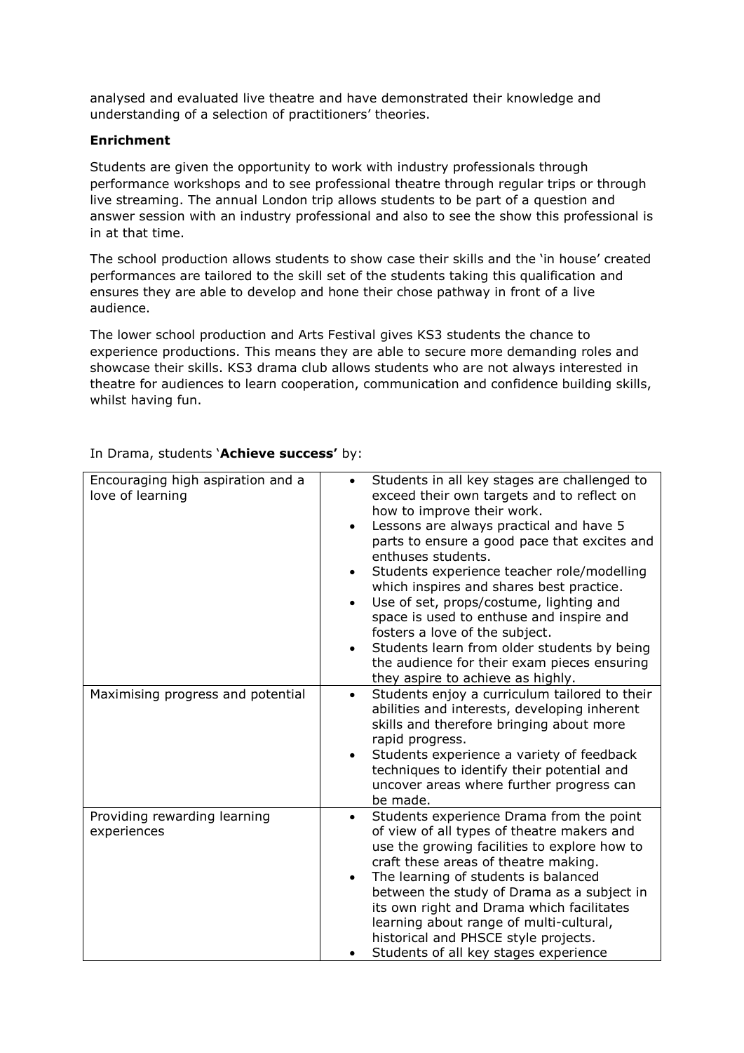analysed and evaluated live theatre and have demonstrated their knowledge and understanding of a selection of practitioners' theories.

**Enrichment**

Students are given the opportunity to work with industry professionals through performance workshops and to see professional theatre through regular trips or through live streaming. The annual London trip allows students to be part of a question and answer session with an industry professional and also to see the show this professional is in at that time.

The school production allows students to show case their skills and the 'in house' created performances are tailored to the skill set of the students taking this qualification and ensures they are able to develop and hone their chose pathway in front of a live audience.

The lower school production and Arts Festival gives KS3 students the chance to experience productions. This means they are able to secure more demanding roles and showcase their skills. KS3 drama club allows students who are not always interested in theatre for audiences to learn cooperation, communication and confidence building skills, whilst having fun.

In Drama, students '**Achieve success'** by:

| | |
|---|---|
| Encouraging high aspiration and a love of learning | • Students in all key stages are challenged to exceed their own targets and to reflect on how to improve their work.<br>• Lessons are always practical and have 5 parts to ensure a good pace that excites and enthuses students.<br>• Students experience teacher role/modelling which inspires and shares best practice.<br>• Use of set, props/costume, lighting and space is used to enthuse and inspire and fosters a love of the subject.<br>• Students learn from older students by being the audience for their exam pieces ensuring they aspire to achieve as highly. |
| Maximising progress and potential | • Students enjoy a curriculum tailored to their abilities and interests, developing inherent skills and therefore bringing about more rapid progress.<br>• Students experience a variety of feedback techniques to identify their potential and uncover areas where further progress can be made. |
| Providing rewarding learning experiences | • Students experience Drama from the point of view of all types of theatre makers and use the growing facilities to explore how to craft these areas of theatre making.<br>• The learning of students is balanced between the study of Drama as a subject in its own right and Drama which facilitates learning about range of multi-cultural, historical and PHSCE style projects.<br>• Students of all key stages experience |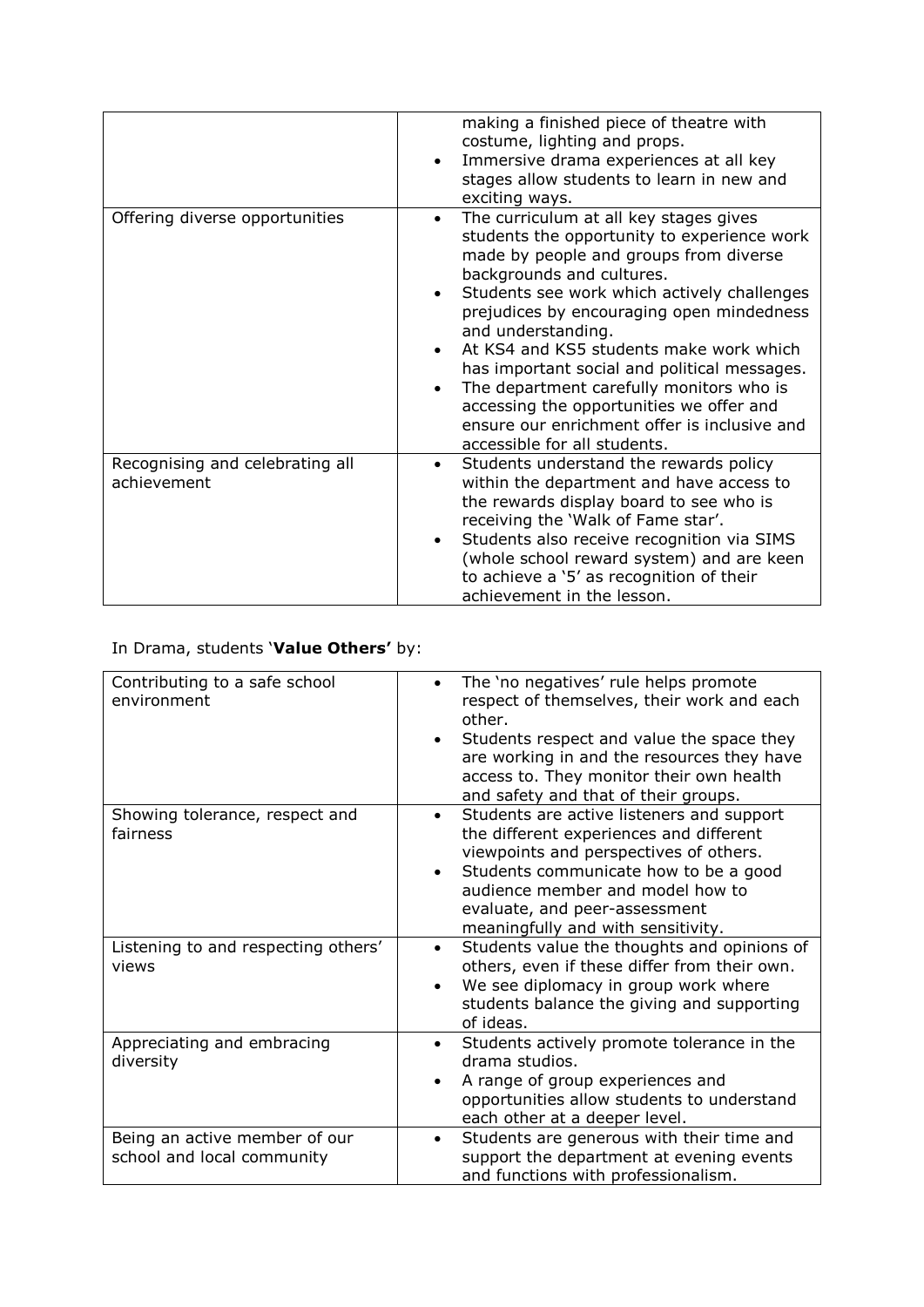| | |
|---|---|
| | making a finished piece of theatre with costume, lighting and props.<br>• Immersive drama experiences at all key stages allow students to learn in new and exciting ways. |
| Offering diverse opportunities | • The curriculum at all key stages gives students the opportunity to experience work made by people and groups from diverse backgrounds and cultures.<br>• Students see work which actively challenges prejudices by encouraging open mindedness and understanding.<br>• At KS4 and KS5 students make work which has important social and political messages.<br>• The department carefully monitors who is accessing the opportunities we offer and ensure our enrichment offer is inclusive and accessible for all students. |
| Recognising and celebrating all achievement | • Students understand the rewards policy within the department and have access to the rewards display board to see who is receiving the 'Walk of Fame star'.<br>• Students also receive recognition via SIMS (whole school reward system) and are keen to achieve a '5' as recognition of their achievement in the lesson. |

In Drama, students '**Value Others'** by:

| | |
|---|---|
| Contributing to a safe school environment | • The 'no negatives' rule helps promote respect of themselves, their work and each other.<br>• Students respect and value the space they are working in and the resources they have access to. They monitor their own health and safety and that of their groups. |
| Showing tolerance, respect and fairness | • Students are active listeners and support the different experiences and different viewpoints and perspectives of others.<br>• Students communicate how to be a good audience member and model how to evaluate, and peer-assessment meaningfully and with sensitivity. |
| Listening to and respecting others' views | • Students value the thoughts and opinions of others, even if these differ from their own.<br>• We see diplomacy in group work where students balance the giving and supporting of ideas. |
| Appreciating and embracing diversity | • Students actively promote tolerance in the drama studios.<br>• A range of group experiences and opportunities allow students to understand each other at a deeper level. |
| Being an active member of our school and local community | • Students are generous with their time and support the department at evening events and functions with professionalism. |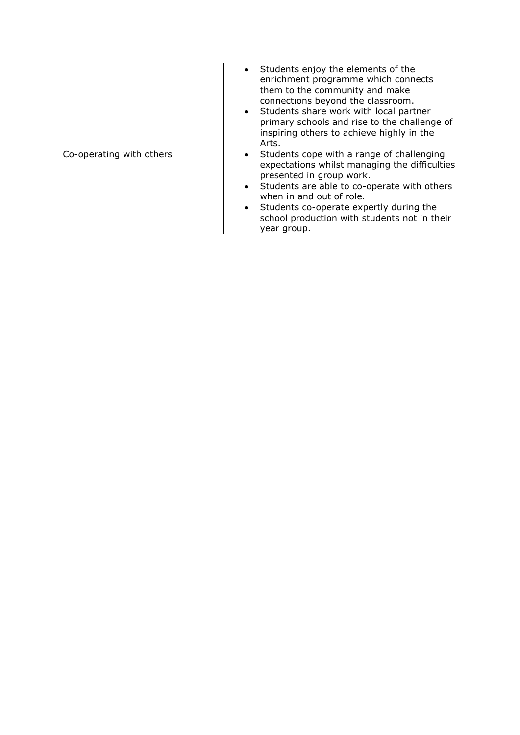| | |
|---|---|
| | • Students enjoy the elements of the enrichment programme which connects them to the community and make connections beyond the classroom.<br>• Students share work with local partner primary schools and rise to the challenge of inspiring others to achieve highly in the Arts. |
| Co-operating with others | • Students cope with a range of challenging expectations whilst managing the difficulties presented in group work.<br>• Students are able to co-operate with others when in and out of role.<br>• Students co-operate expertly during the school production with students not in their year group. |